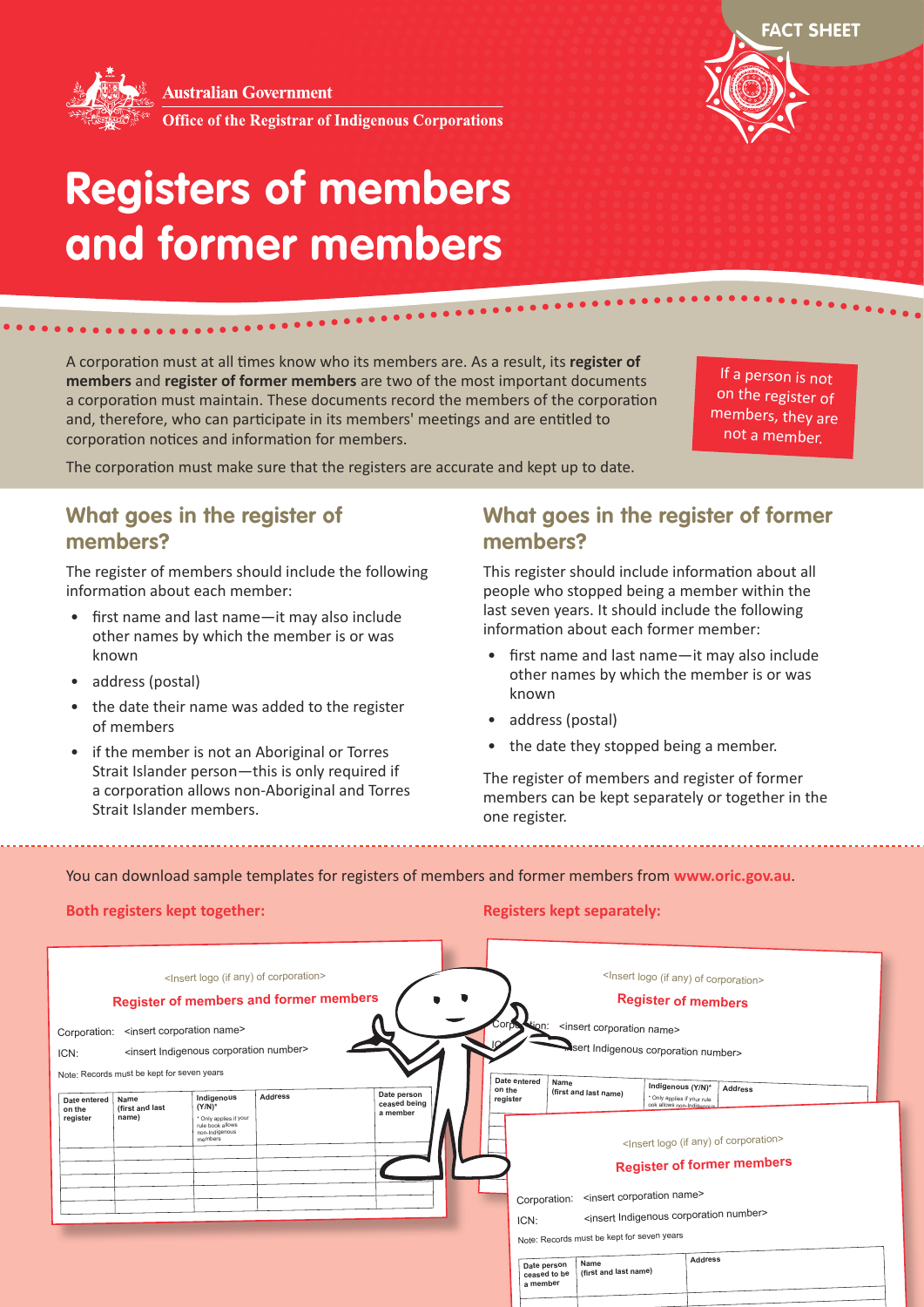FACT SHEET

Australian Government
Office of the Registrar of Indigenous Corporations

# Registers of members and former members

A corporation must at all times know who its members are. As a result, its **register of members** and **register of former members** are two of the most important documents a corporation must maintain. These documents record the members of the corporation and, therefore, who can participate in its members' meetings and are entitled to corporation notices and information for members.

The corporation must make sure that the registers are accurate and kept up to date.

If a person is not on the register of members, they are not a member.

## What goes in the register of members?

The register of members should include the following information about each member:

- first name and last name—it may also include other names by which the member is or was known
- address (postal)
- the date their name was added to the register of members
- if the member is not an Aboriginal or Torres Strait Islander person—this is only required if a corporation allows non-Aboriginal and Torres Strait Islander members.

## What goes in the register of former members?

This register should include information about all people who stopped being a member within the last seven years. It should include the following information about each former member:

- first name and last name—it may also include other names by which the member is or was known
- address (postal)
- the date they stopped being a member.

The register of members and register of former members can be kept separately or together in the one register.

You can download sample templates for registers of members and former members from **www.oric.gov.au**.

**Both registers kept together:**

<Insert logo (if any) of corporation>

**Register of members and former members**

Corporation: <insert corporation name>

ICN: <insert Indigenous corporation number>

Note: Records must be kept for seven years

| Date entered on the register | Name (first and last name) | Indigenous (Y/N)* <br> * Only applies if your rule book allows non-Indigenous members | Address | Date person ceased being a member |
|---|---|---|---|---|
| | | | | |
| | | | | |
| | | | | |
| | | | | |

**Registers kept separately:**

<Insert logo (if any) of corporation>

**Register of members**

Corporation: <insert corporation name>

ICN: <insert Indigenous corporation number>

| Date entered on the register | Name (first and last name) | Indigenous (Y/N)* <br> * Only applies if your rule book allows non-Indigenous | Address |
|---|---|---|---|
| | | | |

<Insert logo (if any) of corporation>

**Register of former members**

Corporation: <insert corporation name>

ICN: <insert Indigenous corporation number>

Note: Records must be kept for seven years

| Date person ceased to be a member | Name (first and last name) | Address |
|---|---|---|
| | | |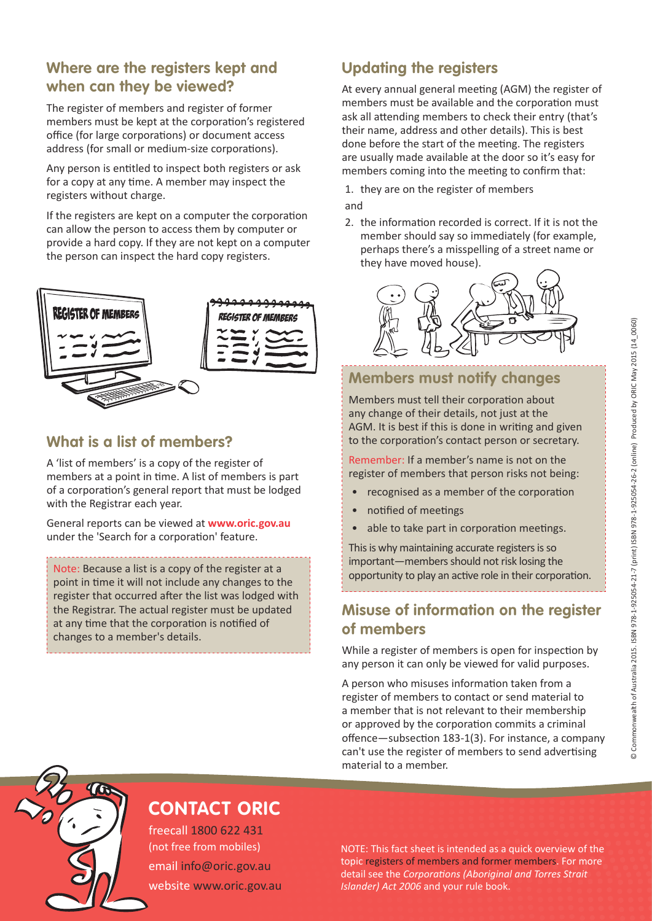## Where are the registers kept and when can they be viewed?

The register of members and register of former members must be kept at the corporation's registered office (for large corporations) or document access address (for small or medium-size corporations).

Any person is entitled to inspect both registers or ask for a copy at any time. A member may inspect the registers without charge.

If the registers are kept on a computer the corporation can allow the person to access them by computer or provide a hard copy. If they are not kept on a computer the person can inspect the hard copy registers.

## What is a list of members?

A 'list of members' is a copy of the register of members at a point in time. A list of members is part of a corporation's general report that must be lodged with the Registrar each year.

General reports can be viewed at **www.oric.gov.au** under the 'Search for a corporation' feature.

Note: Because a list is a copy of the register at a point in time it will not include any changes to the register that occurred after the list was lodged with the Registrar. The actual register must be updated at any time that the corporation is notified of changes to a member's details.

## Updating the registers

At every annual general meeting (AGM) the register of members must be available and the corporation must ask all attending members to check their entry (that's their name, address and other details). This is best done before the start of the meeting. The registers are usually made available at the door so it's easy for members coming into the meeting to confirm that:

1. they are on the register of members

and

2. the information recorded is correct. If it is not the member should say so immediately (for example, perhaps there's a misspelling of a street name or they have moved house).

## Members must notify changes

Members must tell their corporation about any change of their details, not just at the AGM. It is best if this is done in writing and given to the corporation's contact person or secretary.

Remember: If a member's name is not on the register of members that person risks not being:

- recognised as a member of the corporation
- notified of meetings
- able to take part in corporation meetings.

This is why maintaining accurate registers is so important—members should not risk losing the opportunity to play an active role in their corporation.

## Misuse of information on the register of members

While a register of members is open for inspection by any person it can only be viewed for valid purposes.

A person who misuses information taken from a register of members to contact or send material to a member that is not relevant to their membership or approved by the corporation commits a criminal offence—subsection 183-1(3). For instance, a company can't use the register of members to send advertising material to a member.

## CONTACT ORIC

freecall 1800 622 431
(not free from mobiles)
email info@oric.gov.au
website www.oric.gov.au

NOTE: This fact sheet is intended as a quick overview of the topic registers of members and former members. For more detail see the *Corporations (Aboriginal and Torres Strait Islander) Act 2006* and your rule book.

© Commonwealth of Australia 2015. ISBN 978-1-925054-21-7 (print) ISBN 978-1-925054-26-2 (online) Produced by ORIC May 2015 (14_0060)